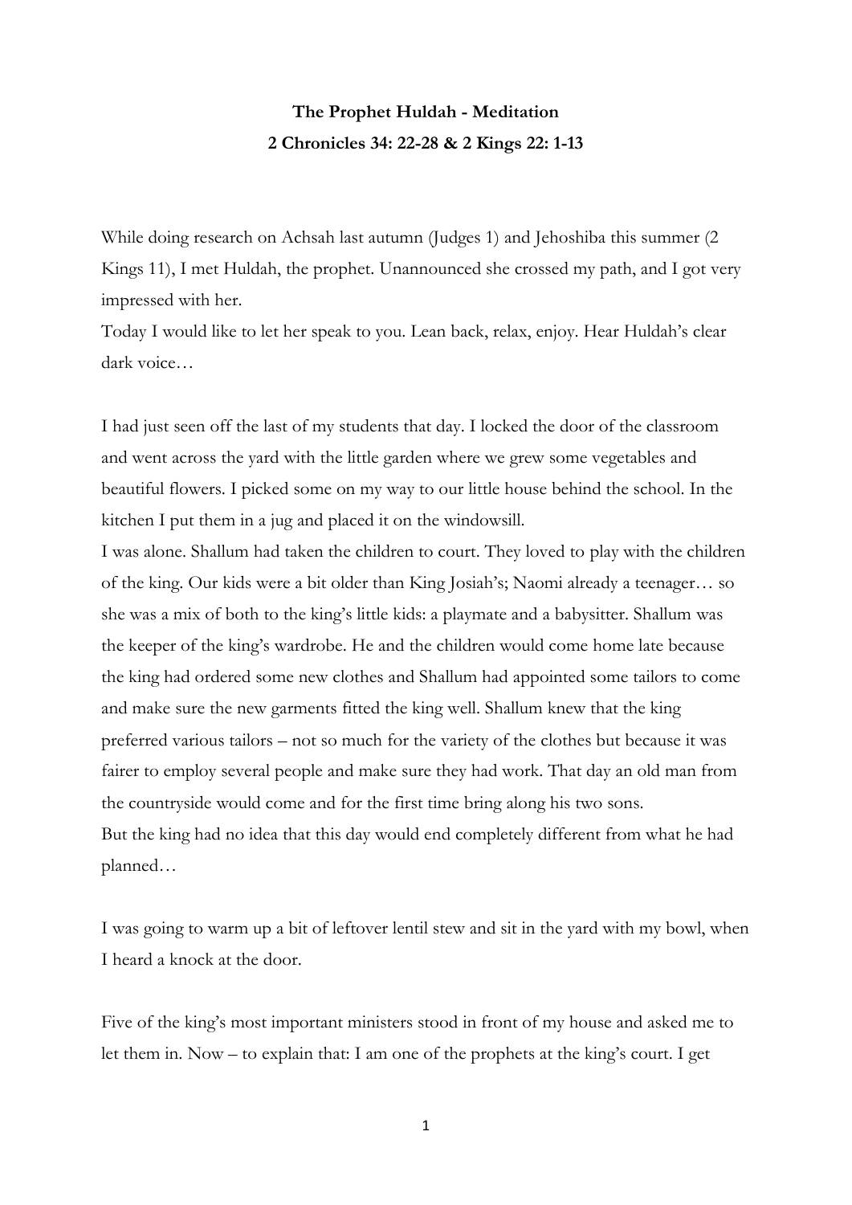**The Prophet Huldah - Meditation**

**2 Chronicles 34: 22-28 & 2 Kings 22: 1-13**

While doing research on Achsah last autumn (Judges 1) and Jehoshiba this summer (2 Kings 11), I met Huldah, the prophet. Unannounced she crossed my path, and I got very impressed with her.

Today I would like to let her speak to you. Lean back, relax, enjoy. Hear Huldah's clear dark voice…

I had just seen off the last of my students that day. I locked the door of the classroom and went across the yard with the little garden where we grew some vegetables and beautiful flowers. I picked some on my way to our little house behind the school. In the kitchen I put them in a jug and placed it on the windowsill.

I was alone. Shallum had taken the children to court. They loved to play with the children of the king. Our kids were a bit older than King Josiah's; Naomi already a teenager… so she was a mix of both to the king's little kids: a playmate and a babysitter. Shallum was the keeper of the king's wardrobe. He and the children would come home late because the king had ordered some new clothes and Shallum had appointed some tailors to come and make sure the new garments fitted the king well. Shallum knew that the king preferred various tailors – not so much for the variety of the clothes but because it was fairer to employ several people and make sure they had work. That day an old man from the countryside would come and for the first time bring along his two sons.

But the king had no idea that this day would end completely different from what he had planned…

I was going to warm up a bit of leftover lentil stew and sit in the yard with my bowl, when I heard a knock at the door.

Five of the king's most important ministers stood in front of my house and asked me to let them in. Now – to explain that: I am one of the prophets at the king's court. I get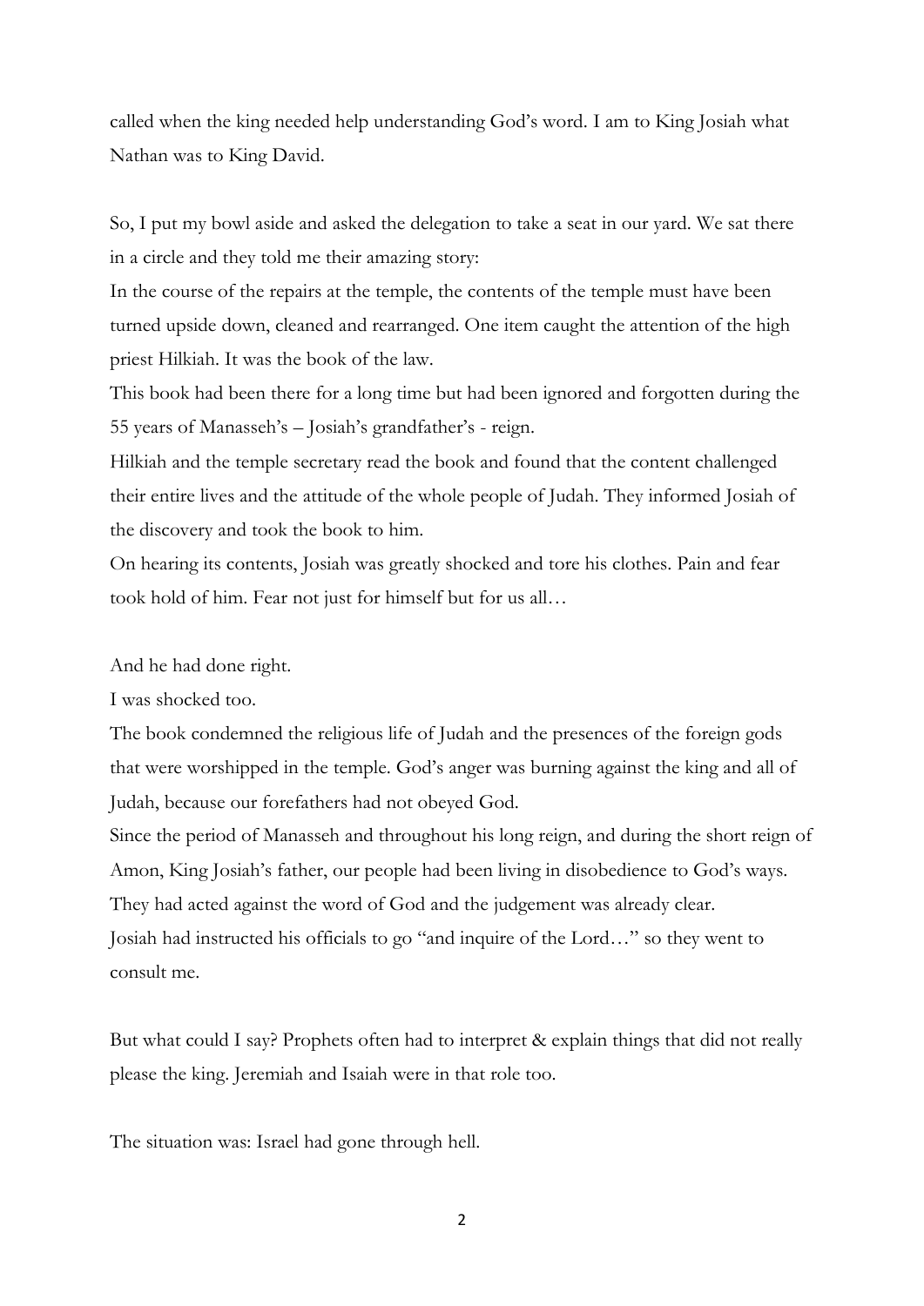called when the king needed help understanding God's word. I am to King Josiah what Nathan was to King David.

So, I put my bowl aside and asked the delegation to take a seat in our yard. We sat there in a circle and they told me their amazing story:

In the course of the repairs at the temple, the contents of the temple must have been turned upside down, cleaned and rearranged. One item caught the attention of the high priest Hilkiah. It was the book of the law.

This book had been there for a long time but had been ignored and forgotten during the 55 years of Manasseh's – Josiah's grandfather's - reign.

Hilkiah and the temple secretary read the book and found that the content challenged their entire lives and the attitude of the whole people of Judah. They informed Josiah of the discovery and took the book to him.

On hearing its contents, Josiah was greatly shocked and tore his clothes. Pain and fear took hold of him. Fear not just for himself but for us all…

And he had done right.

I was shocked too.

The book condemned the religious life of Judah and the presences of the foreign gods that were worshipped in the temple. God's anger was burning against the king and all of Judah, because our forefathers had not obeyed God.

Since the period of Manasseh and throughout his long reign, and during the short reign of Amon, King Josiah's father, our people had been living in disobedience to God's ways. They had acted against the word of God and the judgement was already clear.

Josiah had instructed his officials to go "and inquire of the Lord…" so they went to consult me.

But what could I say? Prophets often had to interpret & explain things that did not really please the king. Jeremiah and Isaiah were in that role too.

The situation was: Israel had gone through hell.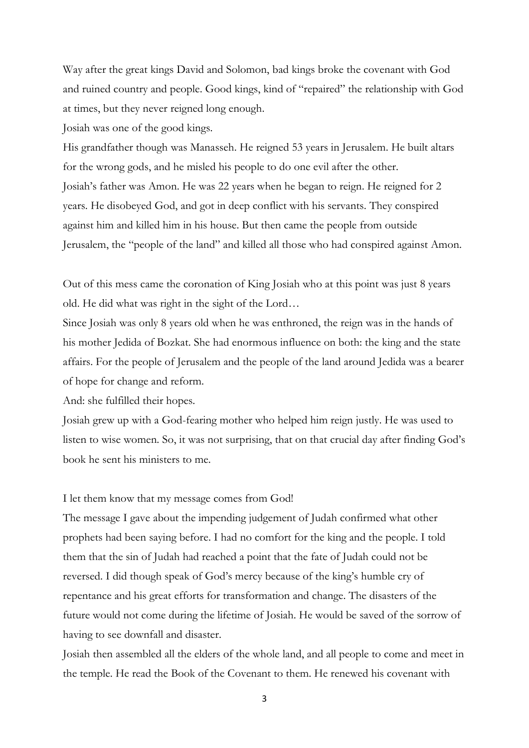Way after the great kings David and Solomon, bad kings broke the covenant with God and ruined country and people. Good kings, kind of "repaired" the relationship with God at times, but they never reigned long enough.

Josiah was one of the good kings.

His grandfather though was Manasseh. He reigned 53 years in Jerusalem. He built altars for the wrong gods, and he misled his people to do one evil after the other.

Josiah's father was Amon. He was 22 years when he began to reign. He reigned for 2 years. He disobeyed God, and got in deep conflict with his servants. They conspired against him and killed him in his house. But then came the people from outside Jerusalem, the "people of the land" and killed all those who had conspired against Amon.

Out of this mess came the coronation of King Josiah who at this point was just 8 years old. He did what was right in the sight of the Lord…

Since Josiah was only 8 years old when he was enthroned, the reign was in the hands of his mother Jedida of Bozkat. She had enormous influence on both: the king and the state affairs. For the people of Jerusalem and the people of the land around Jedida was a bearer of hope for change and reform.

And: she fulfilled their hopes.

Josiah grew up with a God-fearing mother who helped him reign justly. He was used to listen to wise women. So, it was not surprising, that on that crucial day after finding God's book he sent his ministers to me.

I let them know that my message comes from God!

The message I gave about the impending judgement of Judah confirmed what other prophets had been saying before. I had no comfort for the king and the people. I told them that the sin of Judah had reached a point that the fate of Judah could not be reversed. I did though speak of God's mercy because of the king's humble cry of repentance and his great efforts for transformation and change. The disasters of the future would not come during the lifetime of Josiah. He would be saved of the sorrow of having to see downfall and disaster.

Josiah then assembled all the elders of the whole land, and all people to come and meet in the temple. He read the Book of the Covenant to them. He renewed his covenant with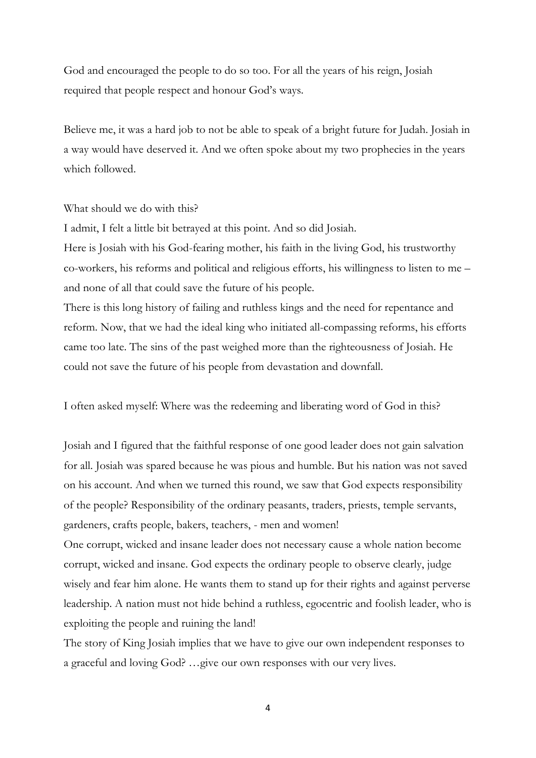God and encouraged the people to do so too. For all the years of his reign, Josiah required that people respect and honour God's ways.

Believe me, it was a hard job to not be able to speak of a bright future for Judah. Josiah in a way would have deserved it. And we often spoke about my two prophecies in the years which followed.

What should we do with this?
I admit, I felt a little bit betrayed at this point. And so did Josiah.
Here is Josiah with his God-fearing mother, his faith in the living God, his trustworthy co-workers, his reforms and political and religious efforts, his willingness to listen to me – and none of all that could save the future of his people.
There is this long history of failing and ruthless kings and the need for repentance and reform. Now, that we had the ideal king who initiated all-compassing reforms, his efforts came too late. The sins of the past weighed more than the righteousness of Josiah. He could not save the future of his people from devastation and downfall.

I often asked myself: Where was the redeeming and liberating word of God in this?

Josiah and I figured that the faithful response of one good leader does not gain salvation for all. Josiah was spared because he was pious and humble. But his nation was not saved on his account. And when we turned this round, we saw that God expects responsibility of the people? Responsibility of the ordinary peasants, traders, priests, temple servants, gardeners, crafts people, bakers, teachers, - men and women!
One corrupt, wicked and insane leader does not necessary cause a whole nation become corrupt, wicked and insane. God expects the ordinary people to observe clearly, judge wisely and fear him alone. He wants them to stand up for their rights and against perverse leadership. A nation must not hide behind a ruthless, egocentric and foolish leader, who is exploiting the people and ruining the land!
The story of King Josiah implies that we have to give our own independent responses to a graceful and loving God? …give our own responses with our very lives.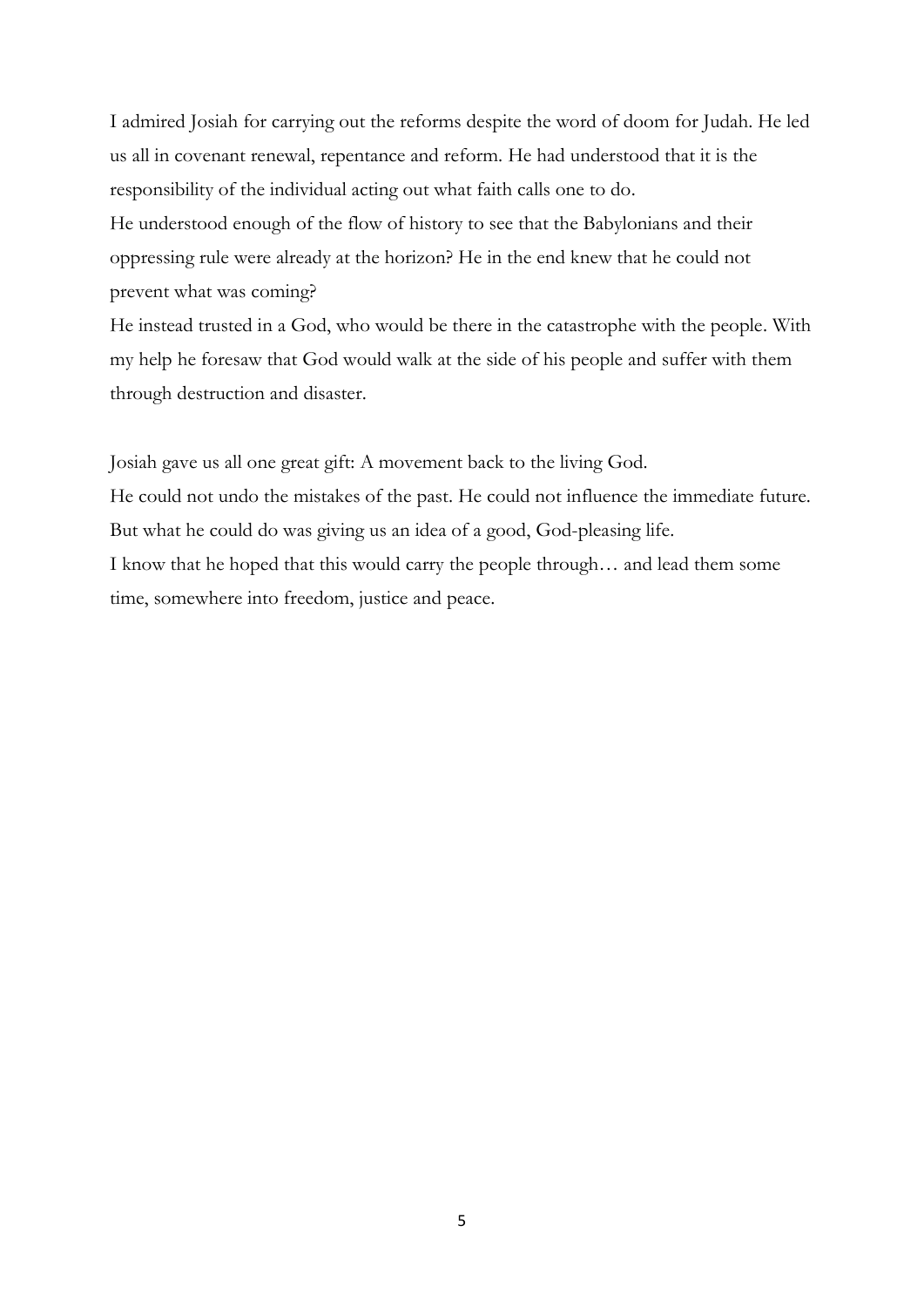I admired Josiah for carrying out the reforms despite the word of doom for Judah. He led us all in covenant renewal, repentance and reform. He had understood that it is the responsibility of the individual acting out what faith calls one to do.
He understood enough of the flow of history to see that the Babylonians and their oppressing rule were already at the horizon? He in the end knew that he could not prevent what was coming?
He instead trusted in a God, who would be there in the catastrophe with the people. With my help he foresaw that God would walk at the side of his people and suffer with them through destruction and disaster.

Josiah gave us all one great gift: A movement back to the living God.
He could not undo the mistakes of the past. He could not influence the immediate future.
But what he could do was giving us an idea of a good, God-pleasing life.
I know that he hoped that this would carry the people through… and lead them some time, somewhere into freedom, justice and peace.